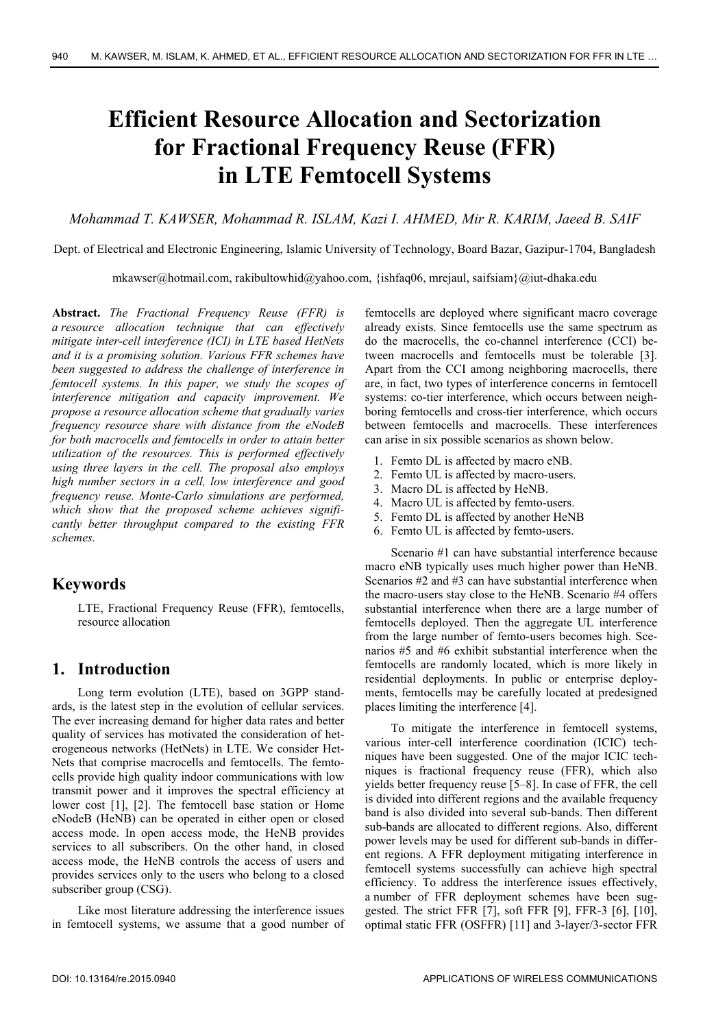# Efficient Resource Allocation and Sectorization for Fractional Frequency Reuse (FFR) in LTE Femtocell Systems

*Mohammad T. KAWSER, Mohammad R. ISLAM, Kazi I. AHMED, Mir R. KARIM, Jaeed B. SAIF*

Dept. of Electrical and Electronic Engineering, Islamic University of Technology, Board Bazar, Gazipur-1704, Bangladesh

mkawser@hotmail.com, rakibultowhid@yahoo.com, {ishfaq06, mrejaul, saifsiam}@iut-dhaka.edu

**Abstract.** *The Fractional Frequency Reuse (FFR) is a resource allocation technique that can effectively mitigate inter-cell interference (ICI) in LTE based HetNets and it is a promising solution. Various FFR schemes have been suggested to address the challenge of interference in femtocell systems. In this paper, we study the scopes of interference mitigation and capacity improvement. We propose a resource allocation scheme that gradually varies frequency resource share with distance from the eNodeB for both macrocells and femtocells in order to attain better utilization of the resources. This is performed effectively using three layers in the cell. The proposal also employs high number sectors in a cell, low interference and good frequency reuse. Monte-Carlo simulations are performed, which show that the proposed scheme achieves significantly better throughput compared to the existing FFR schemes.*

## Keywords

LTE, Fractional Frequency Reuse (FFR), femtocells, resource allocation

## 1. Introduction

Long term evolution (LTE), based on 3GPP standards, is the latest step in the evolution of cellular services. The ever increasing demand for higher data rates and better quality of services has motivated the consideration of heterogeneous networks (HetNets) in LTE. We consider HetNets that comprise macrocells and femtocells. The femtocells provide high quality indoor communications with low transmit power and it improves the spectral efficiency at lower cost [1], [2]. The femtocell base station or Home eNodeB (HeNB) can be operated in either open or closed access mode. In open access mode, the HeNB provides services to all subscribers. On the other hand, in closed access mode, the HeNB controls the access of users and provides services only to the users who belong to a closed subscriber group (CSG).

Like most literature addressing the interference issues in femtocell systems, we assume that a good number of femtocells are deployed where significant macro coverage already exists. Since femtocells use the same spectrum as do the macrocells, the co-channel interference (CCI) between macrocells and femtocells must be tolerable [3]. Apart from the CCI among neighboring macrocells, there are, in fact, two types of interference concerns in femtocell systems: co-tier interference, which occurs between neighboring femtocells and cross-tier interference, which occurs between femtocells and macrocells. These interferences can arise in six possible scenarios as shown below.

1. Femto DL is affected by macro eNB.
2. Femto UL is affected by macro-users.
3. Macro DL is affected by HeNB.
4. Macro UL is affected by femto-users.
5. Femto DL is affected by another HeNB
6. Femto UL is affected by femto-users.

Scenario #1 can have substantial interference because macro eNB typically uses much higher power than HeNB. Scenarios #2 and #3 can have substantial interference when the macro-users stay close to the HeNB. Scenario #4 offers substantial interference when there are a large number of femtocells deployed. Then the aggregate UL interference from the large number of femto-users becomes high. Scenarios #5 and #6 exhibit substantial interference when the femtocells are randomly located, which is more likely in residential deployments. In public or enterprise deployments, femtocells may be carefully located at predesigned places limiting the interference [4].

To mitigate the interference in femtocell systems, various inter-cell interference coordination (ICIC) techniques have been suggested. One of the major ICIC techniques is fractional frequency reuse (FFR), which also yields better frequency reuse [5–8]. In case of FFR, the cell is divided into different regions and the available frequency band is also divided into several sub-bands. Then different sub-bands are allocated to different regions. Also, different power levels may be used for different sub-bands in different regions. A FFR deployment mitigating interference in femtocell systems successfully can achieve high spectral efficiency. To address the interference issues effectively, a number of FFR deployment schemes have been suggested. The strict FFR [7], soft FFR [9], FFR-3 [6], [10], optimal static FFR (OSFFR) [11] and 3-layer/3-sector FFR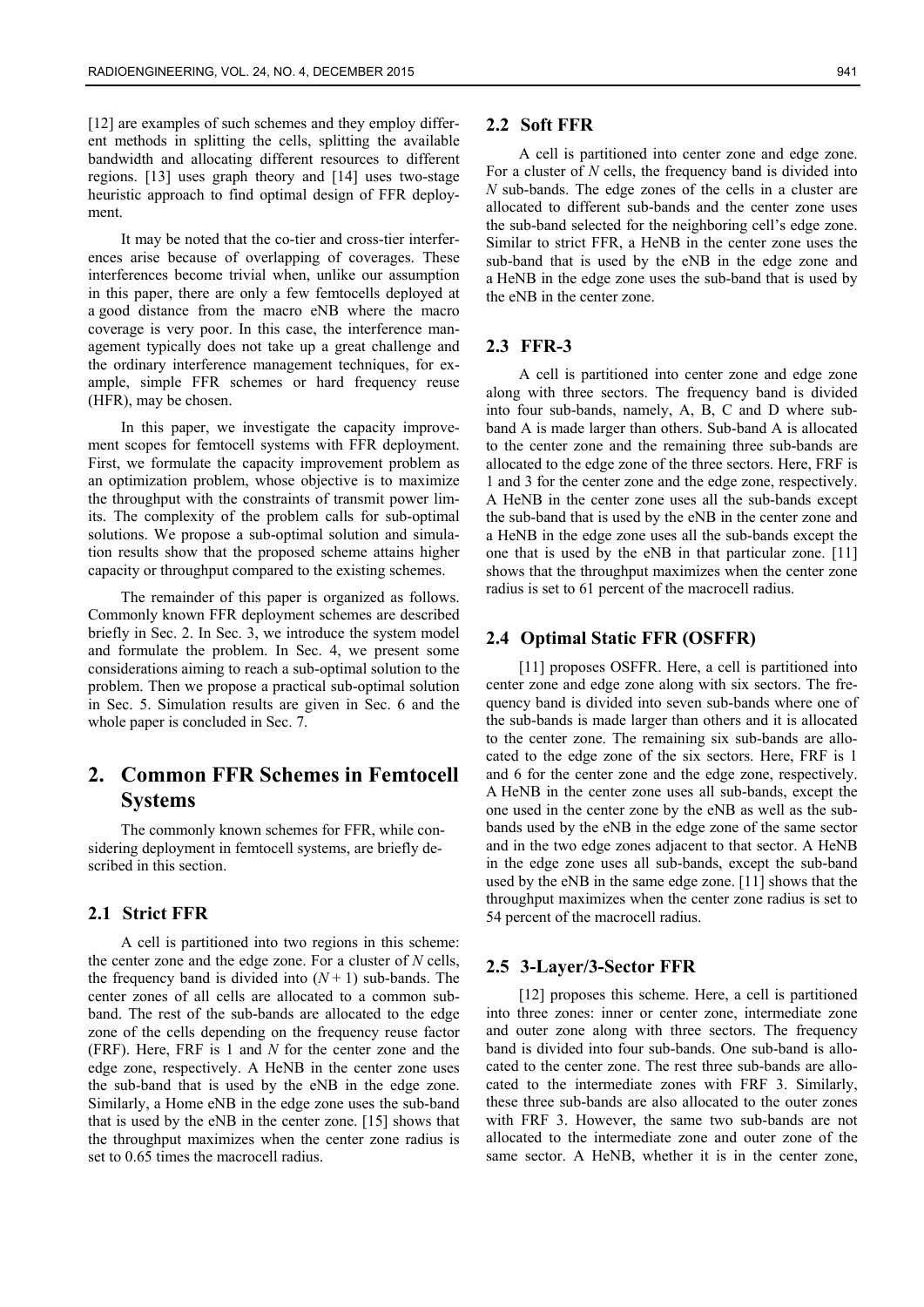[12] are examples of such schemes and they employ different methods in splitting the cells, splitting the available bandwidth and allocating different resources to different regions. [13] uses graph theory and [14] uses two-stage heuristic approach to find optimal design of FFR deployment.

It may be noted that the co-tier and cross-tier interferences arise because of overlapping of coverages. These interferences become trivial when, unlike our assumption in this paper, there are only a few femtocells deployed at a good distance from the macro eNB where the macro coverage is very poor. In this case, the interference management typically does not take up a great challenge and the ordinary interference management techniques, for example, simple FFR schemes or hard frequency reuse (HFR), may be chosen.

In this paper, we investigate the capacity improvement scopes for femtocell systems with FFR deployment. First, we formulate the capacity improvement problem as an optimization problem, whose objective is to maximize the throughput with the constraints of transmit power limits. The complexity of the problem calls for sub-optimal solutions. We propose a sub-optimal solution and simulation results show that the proposed scheme attains higher capacity or throughput compared to the existing schemes.

The remainder of this paper is organized as follows. Commonly known FFR deployment schemes are described briefly in Sec. 2. In Sec. 3, we introduce the system model and formulate the problem. In Sec. 4, we present some considerations aiming to reach a sub-optimal solution to the problem. Then we propose a practical sub-optimal solution in Sec. 5. Simulation results are given in Sec. 6 and the whole paper is concluded in Sec. 7.

# 2. Common FFR Schemes in Femtocell Systems

The commonly known schemes for FFR, while considering deployment in femtocell systems, are briefly described in this section.

## 2.1 Strict FFR

A cell is partitioned into two regions in this scheme: the center zone and the edge zone. For a cluster of $N$ cells, the frequency band is divided into $(N + 1)$ sub-bands. The center zones of all cells are allocated to a common sub-band. The rest of the sub-bands are allocated to the edge zone of the cells depending on the frequency reuse factor (FRF). Here, FRF is 1 and $N$ for the center zone and the edge zone, respectively. A HeNB in the center zone uses the sub-band that is used by the eNB in the edge zone. Similarly, a Home eNB in the edge zone uses the sub-band that is used by the eNB in the center zone. [15] shows that the throughput maximizes when the center zone radius is set to 0.65 times the macrocell radius.

## 2.2 Soft FFR

A cell is partitioned into center zone and edge zone. For a cluster of $N$ cells, the frequency band is divided into $N$ sub-bands. The edge zones of the cells in a cluster are allocated to different sub-bands and the center zone uses the sub-band selected for the neighboring cell's edge zone. Similar to strict FFR, a HeNB in the center zone uses the sub-band that is used by the eNB in the edge zone and a HeNB in the edge zone uses the sub-band that is used by the eNB in the center zone.

## 2.3 FFR-3

A cell is partitioned into center zone and edge zone along with three sectors. The frequency band is divided into four sub-bands, namely, A, B, C and D where sub-band A is made larger than others. Sub-band A is allocated to the center zone and the remaining three sub-bands are allocated to the edge zone of the three sectors. Here, FRF is 1 and 3 for the center zone and the edge zone, respectively. A HeNB in the center zone uses all the sub-bands except the sub-band that is used by the eNB in the center zone and a HeNB in the edge zone uses all the sub-bands except the one that is used by the eNB in that particular zone. [11] shows that the throughput maximizes when the center zone radius is set to 61 percent of the macrocell radius.

## 2.4 Optimal Static FFR (OSFFR)

[11] proposes OSFFR. Here, a cell is partitioned into center zone and edge zone along with six sectors. The frequency band is divided into seven sub-bands where one of the sub-bands is made larger than others and it is allocated to the center zone. The remaining six sub-bands are allocated to the edge zone of the six sectors. Here, FRF is 1 and 6 for the center zone and the edge zone, respectively. A HeNB in the center zone uses all sub-bands, except the one used in the center zone by the eNB as well as the sub-bands used by the eNB in the edge zone of the same sector and in the two edge zones adjacent to that sector. A HeNB in the edge zone uses all sub-bands, except the sub-band used by the eNB in the same edge zone. [11] shows that the throughput maximizes when the center zone radius is set to 54 percent of the macrocell radius.

## 2.5 3-Layer/3-Sector FFR

[12] proposes this scheme. Here, a cell is partitioned into three zones: inner or center zone, intermediate zone and outer zone along with three sectors. The frequency band is divided into four sub-bands. One sub-band is allocated to the center zone. The rest three sub-bands are allocated to the intermediate zones with FRF 3. Similarly, these three sub-bands are also allocated to the outer zones with FRF 3. However, the same two sub-bands are not allocated to the intermediate zone and outer zone of the same sector. A HeNB, whether it is in the center zone,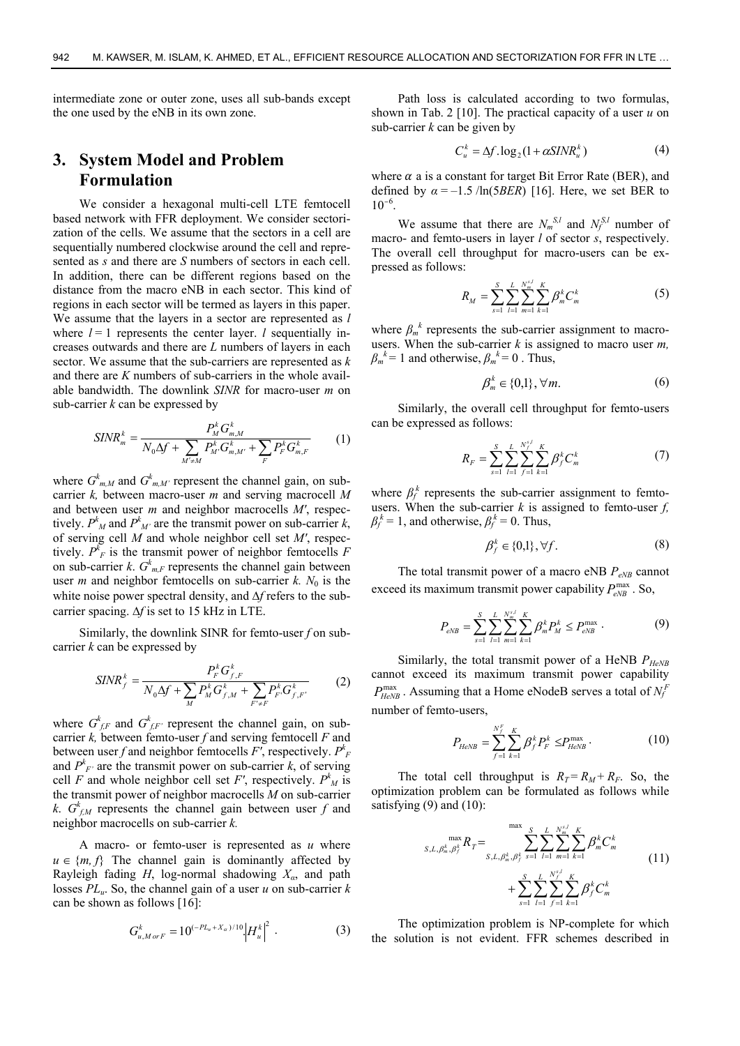intermediate zone or outer zone, uses all sub-bands except the one used by the eNB in its own zone.

## 3. System Model and Problem Formulation

We consider a hexagonal multi-cell LTE femtocell based network with FFR deployment. We consider sectorization of the cells. We assume that the sectors in a cell are sequentially numbered clockwise around the cell and represented as $s$ and there are $S$ numbers of sectors in each cell. In addition, there can be different regions based on the distance from the macro eNB in each sector. This kind of regions in each sector will be termed as layers in this paper. We assume that the layers in a sector are represented as $l$ where $l = 1$ represents the center layer. $l$ sequentially increases outwards and there are $L$ numbers of layers in each sector. We assume that the sub-carriers are represented as $k$ and there are $K$ numbers of sub-carriers in the whole available bandwidth. The downlink $SINR$ for macro-user $m$ on sub-carrier $k$ can be expressed by

$$SINR_m^k = \frac{P_M^k G_{m,M}^k}{N_0 \Delta f + \sum_{M' \neq M} P_{M'}^k G_{m,M'}^k + \sum_F P_F^k G_{m,F}^k} \tag{1}$$

where $G^k_{m,M}$ and $G^k_{m,M'}$ represent the channel gain, on sub-carrier $k$, between macro-user $m$ and serving macrocell $M$ and between user $m$ and neighbor macrocells $M'$, respectively. $P^k_M$ and $P^k_{M'}$ are the transmit power on sub-carrier $k$, of serving cell $M$ and whole neighbor cell set $M'$, respectively. $P^k_F$ is the transmit power of neighbor femtocells $F$ on sub-carrier $k$. $G^k_{m,F}$ represents the channel gain between user $m$ and neighbor femtocells on sub-carrier $k$. $N_0$ is the white noise power spectral density, and $\Delta f$ refers to the sub-carrier spacing. $\Delta f$ is set to 15 kHz in LTE.

Similarly, the downlink SINR for femto-user $f$ on sub-carrier $k$ can be expressed by

$$SINR_f^k = \frac{P_F^k G_{f,F}^k}{N_0 \Delta f + \sum_M P_M^k G_{f,M}^k + \sum_{F' \neq F} P_{F'}^k G_{f,F'}^k} \tag{2}$$

where $G^k_{f,F}$ and $G^k_{f,F'}$ represent the channel gain, on sub-carrier $k$, between femto-user $f$ and serving femtocell $F$ and between user $f$ and neighbor femtocells $F'$, respectively. $P^k_F$ and $P^k_{F'}$ are the transmit power on sub-carrier $k$, of serving cell $F$ and whole neighbor cell set $F'$, respectively. $P^k_M$ is the transmit power of neighbor macrocells $M$ on sub-carrier $k$. $G^k_{f,M}$ represents the channel gain between user $f$ and neighbor macrocells on sub-carrier $k$.

A macro- or femto-user is represented as $u$ where $u \in \{m, f\}$ The channel gain is dominantly affected by Rayleigh fading $H$, log-normal shadowing $X_\alpha$, and path losses $PL_u$. So, the channel gain of a user $u$ on sub-carrier $k$ can be shown as follows [16]:

$$G_{u,M\,or\,F}^k = 10^{(-PL_u + X_\alpha)/10} \left| H_u^k \right|^2 . \tag{3}$$

Path loss is calculated according to two formulas, shown in Tab. 2 [10]. The practical capacity of a user $u$ on sub-carrier $k$ can be given by

$$C_u^k = \Delta f . \log_2 (1 + \alpha SINR_u^k) \tag{4}$$

where $\alpha$ a is a constant for target Bit Error Rate (BER), and defined by $\alpha = -1.5 / \ln(5BER)$ [16]. Here, we set BER to $10^{-6}$.

We assume that there are $N_m^{S,l}$ and $N_f^{S,l}$ number of macro- and femto-users in layer $l$ of sector $s$, respectively. The overall cell throughput for macro-users can be expressed as follows:

$$R_M = \sum_{s=1}^{S} \sum_{l=1}^{L} \sum_{m=1}^{N_m^{s,l}} \sum_{k=1}^{K} \beta_m^k C_m^k \tag{5}$$

where $\beta_m^k$ represents the sub-carrier assignment to macro-users. When the sub-carrier $k$ is assigned to macro user $m$, $\beta_m^k = 1$ and otherwise, $\beta_m^k = 0$ . Thus,

$$\beta_m^k \in \{0,1\}, \forall m. \tag{6}$$

Similarly, the overall cell throughput for femto-users can be expressed as follows:

$$R_F = \sum_{s=1}^{S} \sum_{l=1}^{L} \sum_{f=1}^{N_f^{s,l}} \sum_{k=1}^{K} \beta_f^k C_m^k \tag{7}$$

where $\beta_f^k$ represents the sub-carrier assignment to femto-users. When the sub-carrier $k$ is assigned to femto-user $f$, $\beta_f^k = 1$, and otherwise, $\beta_f^k = 0$. Thus,

$$\beta_f^k \in \{0,1\}, \forall f. \tag{8}$$

The total transmit power of a macro eNB $P_{eNB}$ cannot exceed its maximum transmit power capability $P_{eNB}^{\max}$ . So,

$$P_{eNB} = \sum_{s=1}^{S} \sum_{l=1}^{L} \sum_{m=1}^{N_m^{s,l}} \sum_{k=1}^{K} \beta_m^k P_M^k \le P_{eNB}^{\max} . \tag{9}$$

Similarly, the total transmit power of a HeNB $P_{HeNB}$ cannot exceed its maximum transmit power capability $P_{HeNB}^{\max}$ . Assuming that a Home eNodeB serves a total of $N_f^F$ number of femto-users,

$$P_{HeNB} = \sum_{f=1}^{N_f^F} \sum_{k=1}^{K} \beta_f^k P_F^k \le P_{HeNB}^{\max} . \tag{10}$$

The total cell throughput is $R_T = R_M + R_F$. So, the optimization problem can be formulated as follows while satisfying (9) and (10):

$$\max_{S,L,\beta_m^k,\beta_f^k} R_T = \max_{S,L,\beta_m^k,\beta_f^k} \sum_{s=1}^{S} \sum_{l=1}^{L} \sum_{m=1}^{N_m^{s,l}} \sum_{k=1}^{K} \beta_m^k C_m^k + \sum_{s=1}^{S} \sum_{l=1}^{L} \sum_{f=1}^{N_f^{s,l}} \sum_{k=1}^{K} \beta_f^k C_m^k \tag{11}$$

The optimization problem is NP-complete for which the solution is not evident. FFR schemes described in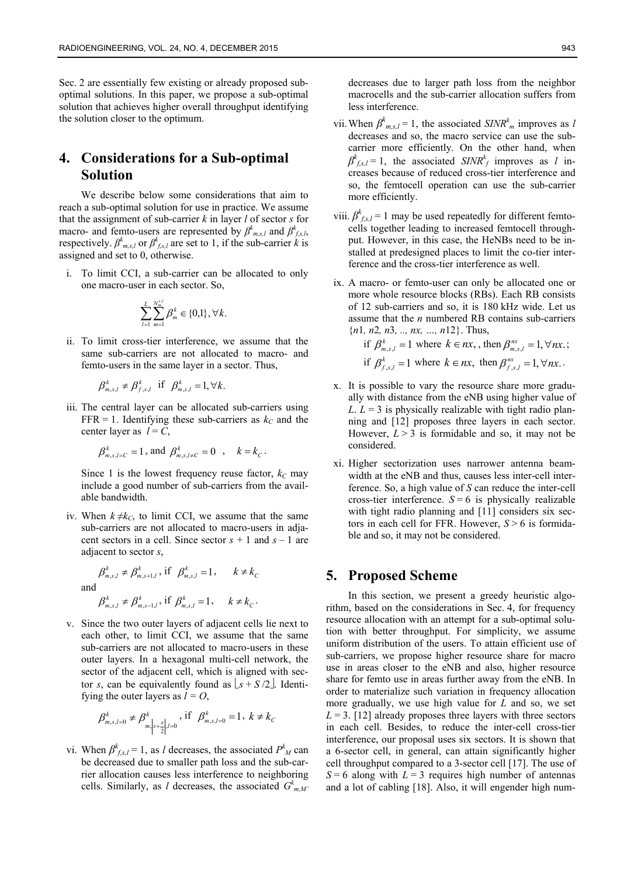Sec. 2 are essentially few existing or already proposed sub-optimal solutions. In this paper, we propose a sub-optimal solution that achieves higher overall throughput identifying the solution closer to the optimum.

## 4. Considerations for a Sub-optimal Solution

We describe below some considerations that aim to reach a sub-optimal solution for use in practice. We assume that the assignment of sub-carrier $k$ in layer $l$ of sector $s$ for macro- and femto-users are represented by $\beta^k_{m,s,l}$ and $\beta^k_{f,s,l}$, respectively. $\beta^k_{m,s,l}$ or $\beta^k_{f,s,l}$ are set to 1, if the sub-carrier $k$ is assigned and set to 0, otherwise.

i. To limit CCI, a sub-carrier can be allocated to only one macro-user in each sector. So,

$$\sum_{l=1}^{L}\sum_{m=1}^{N_m^{s,l}} \beta_m^k \in \{0,1\}, \forall k.$$

ii. To limit cross-tier interference, we assume that the same sub-carriers are not allocated to macro- and femto-users in the same layer in a sector. Thus,

$$\beta^k_{m,s,l} \neq \beta^k_{f,s,l} \text{ if } \beta^k_{m,s,l} = 1, \forall k.$$

iii. The central layer can be allocated sub-carriers using FFR = 1. Identifying these sub-carriers as $k_C$ and the center layer as $l = C$,

$$\beta^k_{m,s,l=C} = 1 \text{, and } \beta^k_{m,s,l\neq C} = 0 \quad , \quad k = k_C.$$

Since 1 is the lowest frequency reuse factor, $k_C$ may include a good number of sub-carriers from the available bandwidth.

iv. When $k \neq k_C$, to limit CCI, we assume that the same sub-carriers are not allocated to macro-users in adjacent sectors in a cell. Since sector $s + 1$ and $s - 1$ are adjacent to sector $s$,

$$\beta^k_{m,s,l} \neq \beta^k_{m,s+1,l} \text{, if } \beta^k_{m,s,l} = 1, \quad k \neq k_C$$

and

$$\beta^k_{m,s,l} \neq \beta^k_{m,s-1,l} \text{, if } \beta^k_{m,s,l} = 1, \quad k \neq k_C.$$

v. Since the two outer layers of adjacent cells lie next to each other, to limit CCI, we assume that the same sub-carriers are not allocated to macro-users in these outer layers. In a hexagonal multi-cell network, the sector of the adjacent cell, which is aligned with sector $s$, can be equivalently found as $\lfloor s + S/2 \rfloor$. Identifying the outer layers as $l = O$,

$$\beta^k_{m,s,l=0} \neq \beta^k_{m,\left\lfloor s+\frac{S}{2}\right\rfloor,l=0} \text{, if } \beta^k_{m,s,l=0} = 1, \; k \neq k_C$$

vi. When $\beta^k_{f,s,l} = 1$, as $l$ decreases, the associated $P^k_M$ can be decreased due to smaller path loss and the sub-carrier allocation causes less interference to neighboring cells. Similarly, as $l$ decreases, the associated $G^k_{m,M'}$ decreases due to larger path loss from the neighbor macrocells and the sub-carrier allocation suffers from less interference.

vii. When $\beta^k_{m,s,l} = 1$, the associated $SINR^k_m$ improves as $l$ decreases and so, the macro service can use the sub-carrier more efficiently. On the other hand, when $\beta^k_{f,s,l} = 1$, the associated $SINR^k_f$ improves as $l$ increases because of reduced cross-tier interference and so, the femtocell operation can use the sub-carrier more efficiently.

viii. $\beta^k_{f,s,l} = 1$ may be used repeatedly for different femtocells together leading to increased femtocell throughput. However, in this case, the HeNBs need to be installed at predesigned places to limit the co-tier interference and the cross-tier interference as well.

ix. A macro- or femto-user can only be allocated one or more whole resource blocks (RBs). Each RB consists of 12 sub-carriers and so, it is 180 kHz wide. Let us assume that the $n$ numbered RB contains sub-carriers $\{n1, n2, n3, .., nx, …, n12\}$. Thus,

if $\beta^k_{m,s,l} = 1$ where $k \in nx,$, then $\beta^{nx}_{m,s,l} = 1, \forall nx.$;

if $\beta^k_{f,s,l} = 1$ where $k \in nx,$ then $\beta^{nx}_{f,s,l} = 1, \forall nx.$.

x. It is possible to vary the resource share more gradually with distance from the eNB using higher value of $L$. $L = 3$ is physically realizable with tight radio planning and [12] proposes three layers in each sector. However, $L > 3$ is formidable and so, it may not be considered.

xi. Higher sectorization uses narrower antenna beamwidth at the eNB and thus, causes less inter-cell interference. So, a high value of $S$ can reduce the inter-cell cross-tier interference. $S = 6$ is physically realizable with tight radio planning and [11] considers six sectors in each cell for FFR. However, $S > 6$ is formidable and so, it may not be considered.

## 5. Proposed Scheme

In this section, we present a greedy heuristic algorithm, based on the considerations in Sec. 4, for frequency resource allocation with an attempt for a sub-optimal solution with better throughput. For simplicity, we assume uniform distribution of the users. To attain efficient use of sub-carriers, we propose higher resource share for macro use in areas closer to the eNB and also, higher resource share for femto use in areas further away from the eNB. In order to materialize such variation in frequency allocation more gradually, we use high value for $L$ and so, we set $L = 3$. [12] already proposes three layers with three sectors in each cell. Besides, to reduce the inter-cell cross-tier interference, our proposal uses six sectors. It is shown that a 6-sector cell, in general, can attain significantly higher cell throughput compared to a 3-sector cell [17]. The use of $S = 6$ along with $L = 3$ requires high number of antennas and a lot of cabling [18]. Also, it will engender high num-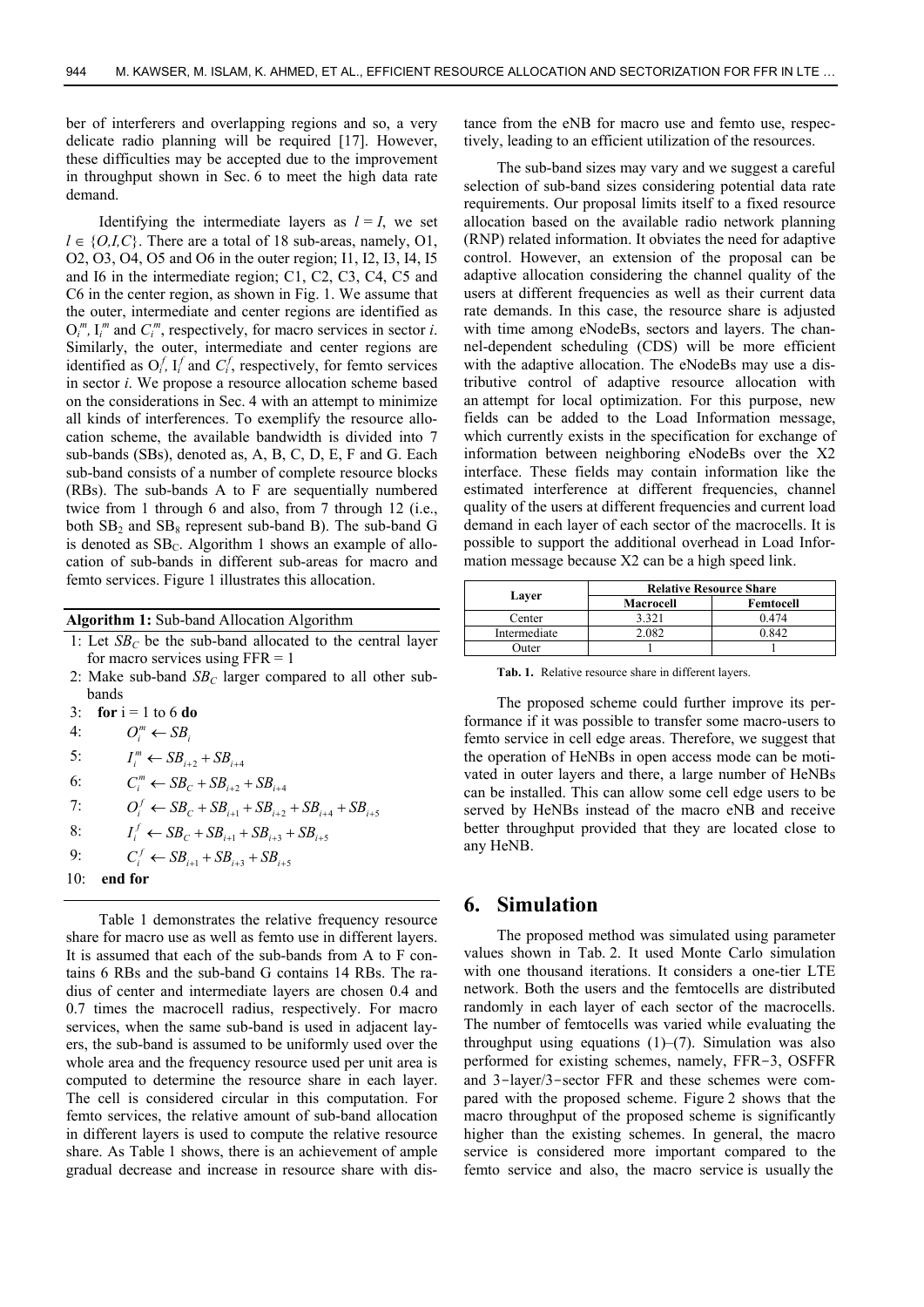ber of interferers and overlapping regions and so, a very delicate radio planning will be required [17]. However, these difficulties may be accepted due to the improvement in throughput shown in Sec. 6 to meet the high data rate demand.

Identifying the intermediate layers as $l = I$, we set $l \in \{O,I,C\}$. There are a total of 18 sub-areas, namely, O1, O2, O3, O4, O5 and O6 in the outer region; I1, I2, I3, I4, I5 and I6 in the intermediate region; C1, C2, C3, C4, C5 and C6 in the center region, as shown in Fig. 1. We assume that the outer, intermediate and center regions are identified as $O_i^m$, $I_i^m$ and $C_i^m$, respectively, for macro services in sector $i$. Similarly, the outer, intermediate and center regions are identified as $O_i^f$, $I_i^f$ and $C_i^f$, respectively, for femto services in sector $i$. We propose a resource allocation scheme based on the considerations in Sec. 4 with an attempt to minimize all kinds of interferences. To exemplify the resource allocation scheme, the available bandwidth is divided into 7 sub-bands (SBs), denoted as, A, B, C, D, E, F and G. Each sub-band consists of a number of complete resource blocks (RBs). The sub-bands A to F are sequentially numbered twice from 1 through 6 and also, from 7 through 12 (i.e., both $SB_2$ and $SB_8$ represent sub-band B). The sub-band G is denoted as $SB_C$. Algorithm 1 shows an example of allocation of sub-bands in different sub-areas for macro and femto services. Figure 1 illustrates this allocation.

**Algorithm 1:** Sub-band Allocation Algorithm

1: Let $SB_C$ be the sub-band allocated to the central layer for macro services using FFR = 1
2: Make sub-band $SB_C$ larger compared to all other sub-bands
3: **for** i = 1 to 6 **do**
4: $O_i^m \leftarrow SB_i$
5: $I_i^m \leftarrow SB_{i+2} + SB_{i+4}$
6: $C_i^m \leftarrow SB_C + SB_{i+2} + SB_{i+4}$
7: $O_i^f \leftarrow SB_C + SB_{i+1} + SB_{i+2} + SB_{i+4} + SB_{i+5}$
8: $I_i^f \leftarrow SB_C + SB_{i+1} + SB_{i+3} + SB_{i+5}$
9: $C_i^f \leftarrow SB_{i+1} + SB_{i+3} + SB_{i+5}$
10: **end for**

Table 1 demonstrates the relative frequency resource share for macro use as well as femto use in different layers. It is assumed that each of the sub-bands from A to F contains 6 RBs and the sub-band G contains 14 RBs. The radius of center and intermediate layers are chosen 0.4 and 0.7 times the macrocell radius, respectively. For macro services, when the same sub-band is used in adjacent layers, the sub-band is assumed to be uniformly used over the whole area and the frequency resource used per unit area is computed to determine the resource share in each layer. The cell is considered circular in this computation. For femto services, the relative amount of sub-band allocation in different layers is used to compute the relative resource share. As Table 1 shows, there is an achievement of ample gradual decrease and increase in resource share with distance from the eNB for macro use and femto use, respectively, leading to an efficient utilization of the resources.

The sub-band sizes may vary and we suggest a careful selection of sub-band sizes considering potential data rate requirements. Our proposal limits itself to a fixed resource allocation based on the available radio network planning (RNP) related information. It obviates the need for adaptive control. However, an extension of the proposal can be adaptive allocation considering the channel quality of the users at different frequencies as well as their current data rate demands. In this case, the resource share is adjusted with time among eNodeBs, sectors and layers. The channel-dependent scheduling (CDS) will be more efficient with the adaptive allocation. The eNodeBs may use a distributive control of adaptive resource allocation with an attempt for local optimization. For this purpose, new fields can be added to the Load Information message, which currently exists in the specification for exchange of information between neighboring eNodeBs over the X2 interface. These fields may contain information like the estimated interference at different frequencies, channel quality of the users at different frequencies and current load demand in each layer of each sector of the macrocells. It is possible to support the additional overhead in Load Information message because X2 can be a high speed link.

| Layer | Relative Resource Share | |
|---|---|---|
| | Macrocell | Femtocell |
| Center | 3.321 | 0.474 |
| Intermediate | 2.082 | 0.842 |
| Outer | 1 | 1 |

**Tab. 1.** Relative resource share in different layers.

The proposed scheme could further improve its performance if it was possible to transfer some macro-users to femto service in cell edge areas. Therefore, we suggest that the operation of HeNBs in open access mode can be motivated in outer layers and there, a large number of HeNBs can be installed. This can allow some cell edge users to be served by HeNBs instead of the macro eNB and receive better throughput provided that they are located close to any HeNB.

## 6. Simulation

The proposed method was simulated using parameter values shown in Tab. 2. It used Monte Carlo simulation with one thousand iterations. It considers a one-tier LTE network. Both the users and the femtocells are distributed randomly in each layer of each sector of the macrocells. The number of femtocells was varied while evaluating the throughput using equations (1)–(7). Simulation was also performed for existing schemes, namely, FFR-3, OSFFR and 3-layer/3-sector FFR and these schemes were compared with the proposed scheme. Figure 2 shows that the macro throughput of the proposed scheme is significantly higher than the existing schemes. In general, the macro service is considered more important compared to the femto service and also, the macro service is usually the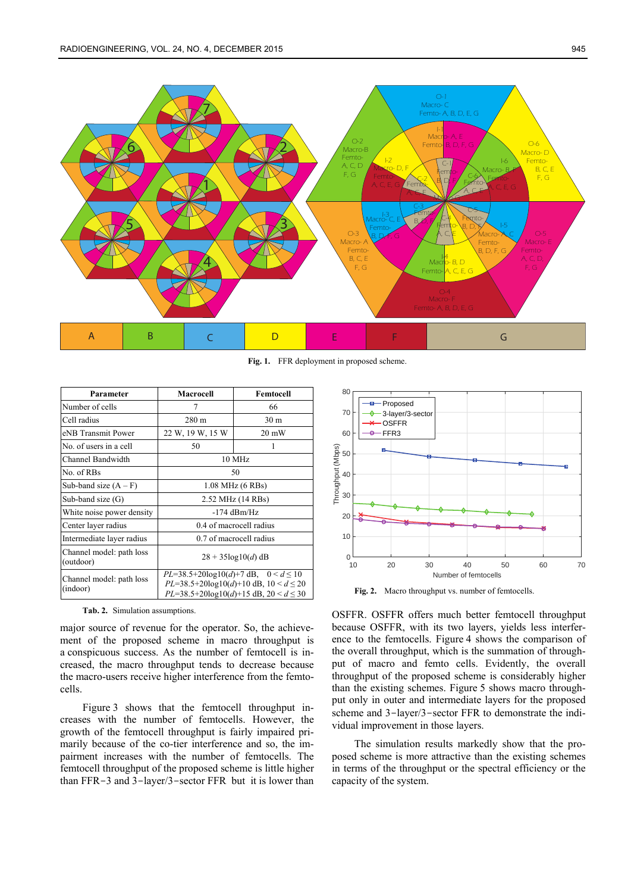**Fig. 1.** FFR deployment in proposed scheme.

| Parameter | Macrocell | Femtocell |
|---|---|---|
| Number of cells | 7 | 66 |
| Cell radius | 280 m | 30 m |
| eNB Transmit Power | 22 W, 19 W, 15 W | 20 mW |
| No. of users in a cell | 50 | 1 |
| Channel Bandwidth | 10 MHz | |
| No. of RBs | 50 | |
| Sub-band size (A – F) | 1.08 MHz (6 RBs) | |
| Sub-band size (G) | 2.52 MHz (14 RBs) | |
| White noise power density | -174 dBm/Hz | |
| Center layer radius | 0.4 of macrocell radius | |
| Intermediate layer radius | 0.7 of macrocell radius | |
| Channel model: path loss (outdoor) | $28 + 35\log10(d)$ dB | |
| Channel model: path loss (indoor) | $PL$=38.5+20log10($d$)+7 dB, $0 < d \leq 10$<br>$PL$=38.5+20log10($d$)+10 dB, $10 < d \leq 20$<br>$PL$=38.5+20log10($d$)+15 dB, $20 < d \leq 30$ | |

**Tab. 2.** Simulation assumptions.

major source of revenue for the operator. So, the achievement of the proposed scheme in macro throughput is a conspicuous success. As the number of femtocell is increased, the macro throughput tends to decrease because the macro-users receive higher interference from the femtocells.

Figure 3 shows that the femtocell throughput increases with the number of femtocells. However, the growth of the femtocell throughput is fairly impaired primarily because of the co-tier interference and so, the impairment increases with the number of femtocells. The femtocell throughput of the proposed scheme is little higher than FFR−3 and 3−layer/3−sector FFR but it is lower than

**Fig. 2.** Macro throughput vs. number of femtocells.

OSFFR. OSFFR offers much better femtocell throughput because OSFFR, with its two layers, yields less interference to the femtocells. Figure 4 shows the comparison of the overall throughput, which is the summation of throughput of macro and femto cells. Evidently, the overall throughput of the proposed scheme is considerably higher than the existing schemes. Figure 5 shows macro throughput only in outer and intermediate layers for the proposed scheme and 3−layer/3−sector FFR to demonstrate the individual improvement in those layers.

The simulation results markedly show that the proposed scheme is more attractive than the existing schemes in terms of the throughput or the spectral efficiency or the capacity of the system.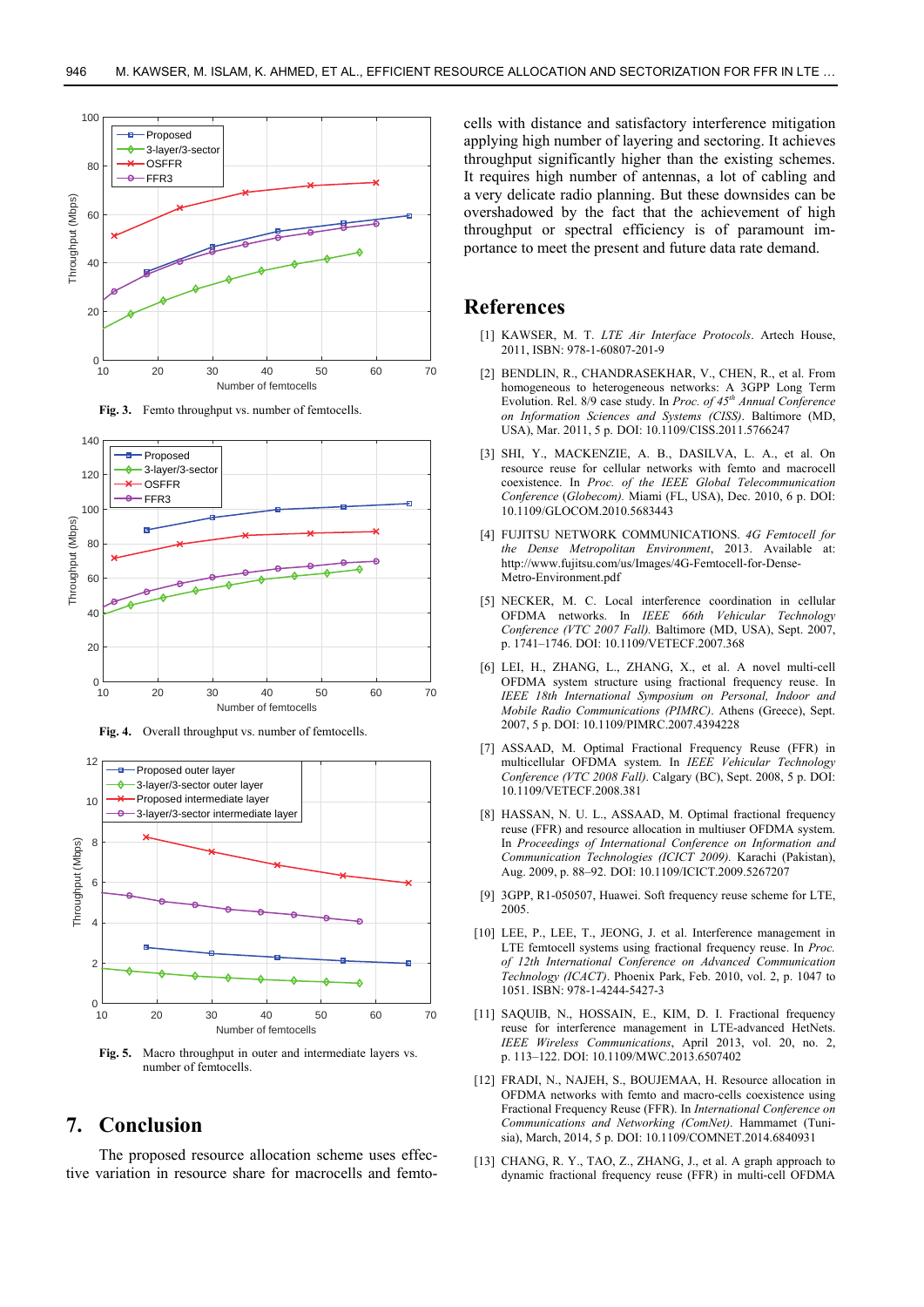Fig. 3. Femto throughput vs. number of femtocells.

Fig. 4. Overall throughput vs. number of femtocells.

Fig. 5. Macro throughput in outer and intermediate layers vs. number of femtocells.

## 7. Conclusion

The proposed resource allocation scheme uses effective variation in resource share for macrocells and femtocells with distance and satisfactory interference mitigation applying high number of layering and sectoring. It achieves throughput significantly higher than the existing schemes. It requires high number of antennas, a lot of cabling and a very delicate radio planning. But these downsides can be overshadowed by the fact that the achievement of high throughput or spectral efficiency is of paramount importance to meet the present and future data rate demand.

## References

[1] KAWSER, M. T. *LTE Air Interface Protocols*. Artech House, 2011, ISBN: 978-1-60807-201-9

[2] BENDLIN, R., CHANDRASEKHAR, V., CHEN, R., et al. From homogeneous to heterogeneous networks: A 3GPP Long Term Evolution. Rel. 8/9 case study. In *Proc. of 45th Annual Conference on Information Sciences and Systems (CISS)*. Baltimore (MD, USA), Mar. 2011, 5 p. DOI: 10.1109/CISS.2011.5766247

[3] SHI, Y., MACKENZIE, A. B., DASILVA, L. A., et al. On resource reuse for cellular networks with femto and macrocell coexistence. In *Proc. of the IEEE Global Telecommunication Conference* (*Globecom)*. Miami (FL, USA), Dec. 2010, 6 p. DOI: 10.1109/GLOCOM.2010.5683443

[4] FUJITSU NETWORK COMMUNICATIONS. *4G Femtocell for the Dense Metropolitan Environment*, 2013. Available at: http://www.fujitsu.com/us/Images/4G-Femtocell-for-Dense-Metro-Environment.pdf

[5] NECKER, M. C. Local interference coordination in cellular OFDMA networks. In *IEEE 66th Vehicular Technology Conference (VTC 2007 Fall)*. Baltimore (MD, USA), Sept. 2007, p. 1741–1746. DOI: 10.1109/VETECF.2007.368

[6] LEI, H., ZHANG, L., ZHANG, X., et al. A novel multi-cell OFDMA system structure using fractional frequency reuse. In *IEEE 18th International Symposium on Personal, Indoor and Mobile Radio Communications (PIMRC)*. Athens (Greece), Sept. 2007, 5 p. DOI: 10.1109/PIMRC.2007.4394228

[7] ASSAAD, M. Optimal Fractional Frequency Reuse (FFR) in multicellular OFDMA system. In *IEEE Vehicular Technology Conference (VTC 2008 Fall)*. Calgary (BC), Sept. 2008, 5 p. DOI: 10.1109/VETECF.2008.381

[8] HASSAN, N. U. L., ASSAAD, M. Optimal fractional frequency reuse (FFR) and resource allocation in multiuser OFDMA system. In *Proceedings of International Conference on Information and Communication Technologies (ICICT 2009)*. Karachi (Pakistan), Aug. 2009, p. 88–92. DOI: 10.1109/ICICT.2009.5267207

[9] 3GPP, R1-050507, Huawei. Soft frequency reuse scheme for LTE, 2005.

[10] LEE, P., LEE, T., JEONG, J. et al. Interference management in LTE femtocell systems using fractional frequency reuse. In *Proc. of 12th International Conference on Advanced Communication Technology (ICACT)*. Phoenix Park, Feb. 2010, vol. 2, p. 1047 to 1051. ISBN: 978-1-4244-5427-3

[11] SAQUIB, N., HOSSAIN, E., KIM, D. I. Fractional frequency reuse for interference management in LTE-advanced HetNets. *IEEE Wireless Communications*, April 2013, vol. 20, no. 2, p. 113–122. DOI: 10.1109/MWC.2013.6507402

[12] FRADI, N., NAJEH, S., BOUJEMAA, H. Resource allocation in OFDMA networks with femto and macro-cells coexistence using Fractional Frequency Reuse (FFR). In *International Conference on Communications and Networking (ComNet)*. Hammamet (Tunisia), March, 2014, 5 p. DOI: 10.1109/COMNET.2014.6840931

[13] CHANG, R. Y., TAO, Z., ZHANG, J., et al. A graph approach to dynamic fractional frequency reuse (FFR) in multi-cell OFDMA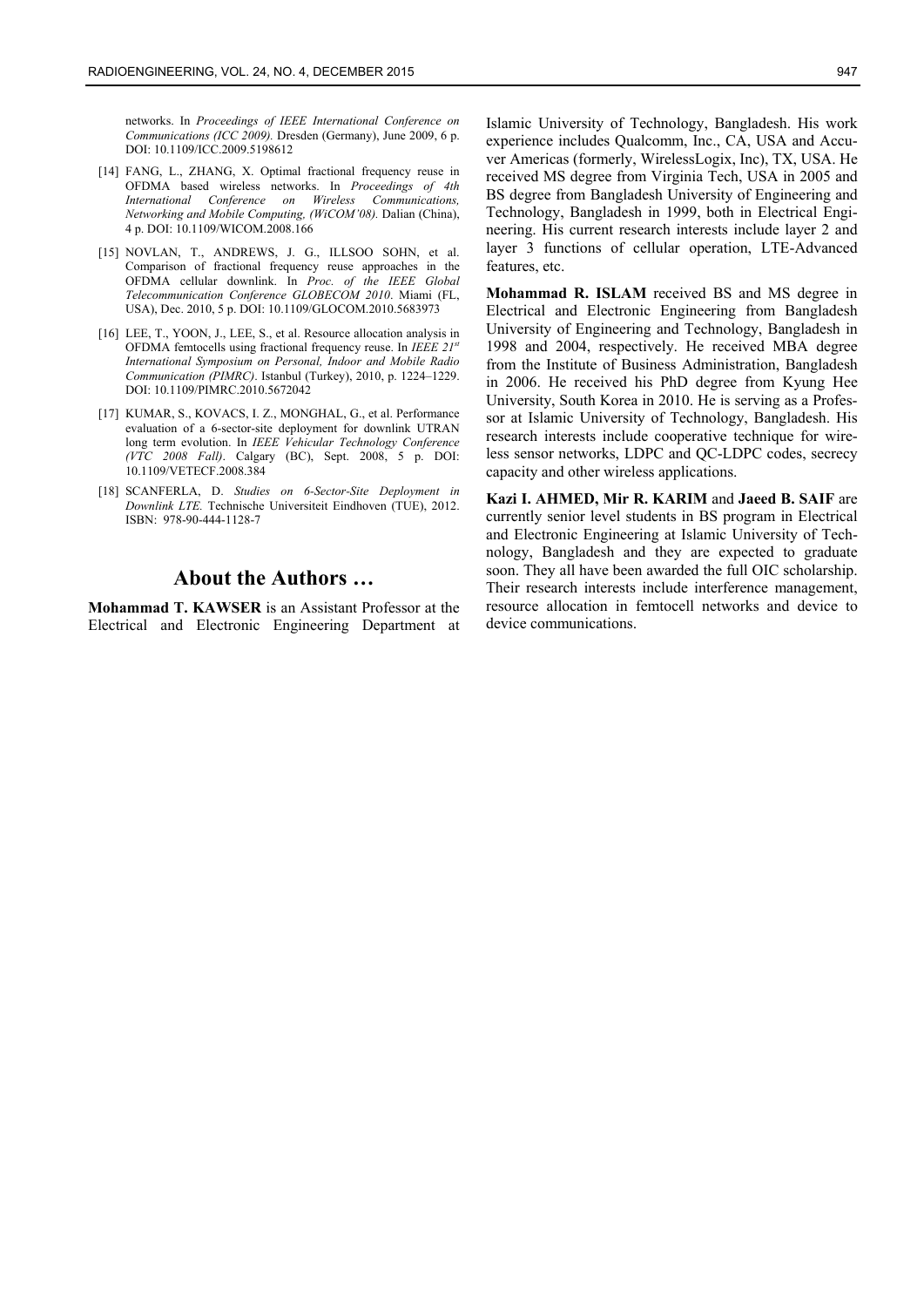networks. In *Proceedings of IEEE International Conference on Communications (ICC 2009).* Dresden (Germany), June 2009, 6 p. DOI: 10.1109/ICC.2009.5198612

[14] FANG, L., ZHANG, X. Optimal fractional frequency reuse in OFDMA based wireless networks. In *Proceedings of 4th International Conference on Wireless Communications, Networking and Mobile Computing, (WiCOM'08)*. Dalian (China), 4 p. DOI: 10.1109/WICOM.2008.166

[15] NOVLAN, T., ANDREWS, J. G., ILLSOO SOHN, et al. Comparison of fractional frequency reuse approaches in the OFDMA cellular downlink. In *Proc. of the IEEE Global Telecommunication Conference GLOBECOM 2010*. Miami (FL, USA), Dec. 2010, 5 p. DOI: 10.1109/GLOCOM.2010.5683973

[16] LEE, T., YOON, J., LEE, S., et al. Resource allocation analysis in OFDMA femtocells using fractional frequency reuse. In *IEEE 21st International Symposium on Personal, Indoor and Mobile Radio Communication (PIMRC)*. Istanbul (Turkey), 2010, p. 1224–1229. DOI: 10.1109/PIMRC.2010.5672042

[17] KUMAR, S., KOVACS, I. Z., MONGHAL, G., et al. Performance evaluation of a 6-sector-site deployment for downlink UTRAN long term evolution. In *IEEE Vehicular Technology Conference (VTC 2008 Fall)*. Calgary (BC), Sept. 2008, 5 p. DOI: 10.1109/VETECF.2008.384

[18] SCANFERLA, D. *Studies on 6-Sector-Site Deployment in Downlink LTE.* Technische Universiteit Eindhoven (TUE), 2012. ISBN: 978-90-444-1128-7

## About the Authors …

**Mohammad T. KAWSER** is an Assistant Professor at the Electrical and Electronic Engineering Department at Islamic University of Technology, Bangladesh. His work experience includes Qualcomm, Inc., CA, USA and Accuver Americas (formerly, WirelessLogix, Inc), TX, USA. He received MS degree from Virginia Tech, USA in 2005 and BS degree from Bangladesh University of Engineering and Technology, Bangladesh in 1999, both in Electrical Engineering. His current research interests include layer 2 and layer 3 functions of cellular operation, LTE-Advanced features, etc.

**Mohammad R. ISLAM** received BS and MS degree in Electrical and Electronic Engineering from Bangladesh University of Engineering and Technology, Bangladesh in 1998 and 2004, respectively. He received MBA degree from the Institute of Business Administration, Bangladesh in 2006. He received his PhD degree from Kyung Hee University, South Korea in 2010. He is serving as a Professor at Islamic University of Technology, Bangladesh. His research interests include cooperative technique for wireless sensor networks, LDPC and QC-LDPC codes, secrecy capacity and other wireless applications.

**Kazi I. AHMED, Mir R. KARIM** and **Jaeed B. SAIF** are currently senior level students in BS program in Electrical and Electronic Engineering at Islamic University of Technology, Bangladesh and they are expected to graduate soon. They all have been awarded the full OIC scholarship. Their research interests include interference management, resource allocation in femtocell networks and device to device communications.